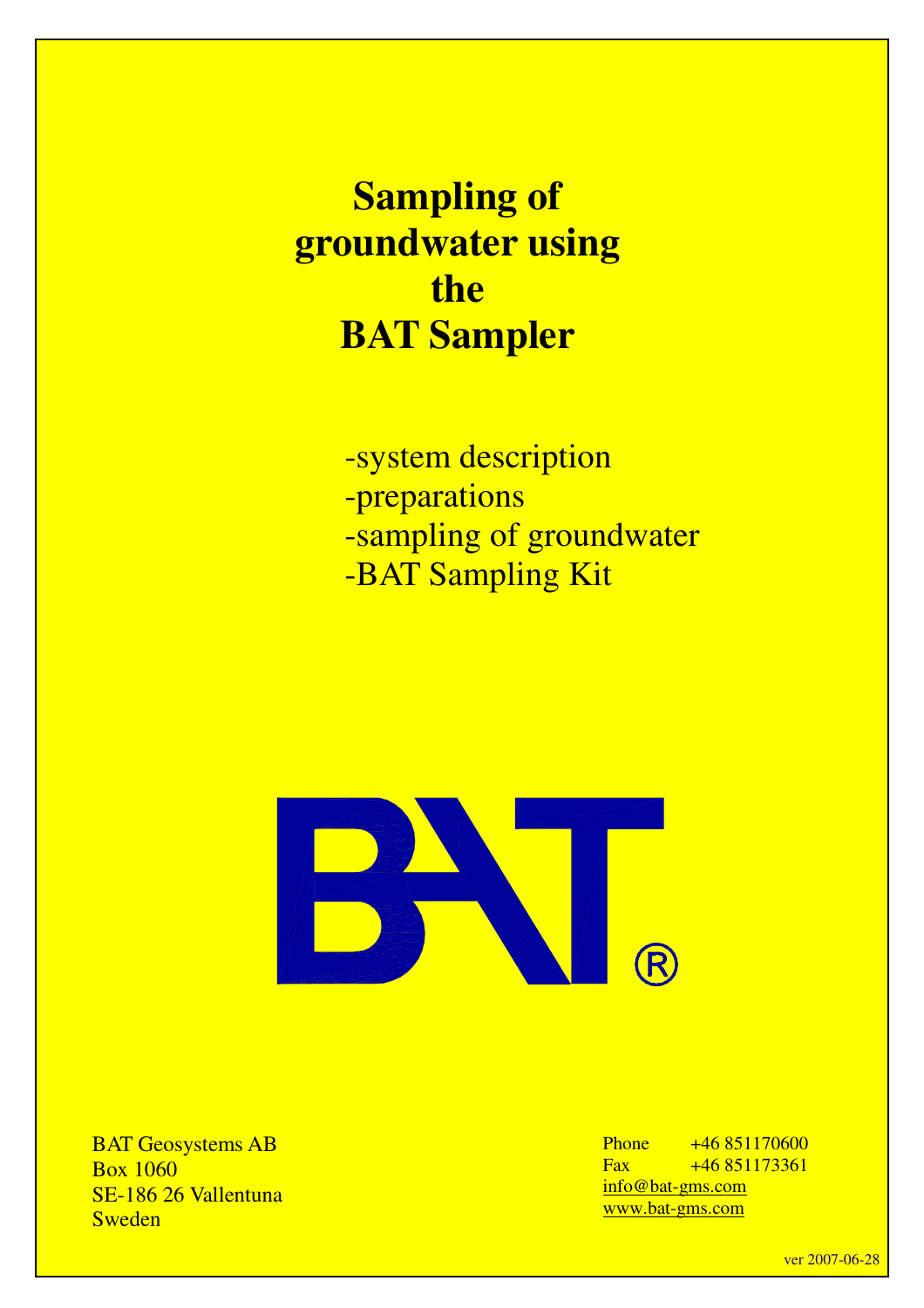# Sampling of groundwater using the BAT Sampler

-system description
-preparations
-sampling of groundwater
-BAT Sampling Kit

BAT®

BAT Geosystems AB
Box 1060
SE-186 26 Vallentuna
Sweden

Phone +46 851170600
Fax +46 851173361
info@bat-gms.com
www.bat-gms.com

ver 2007-06-28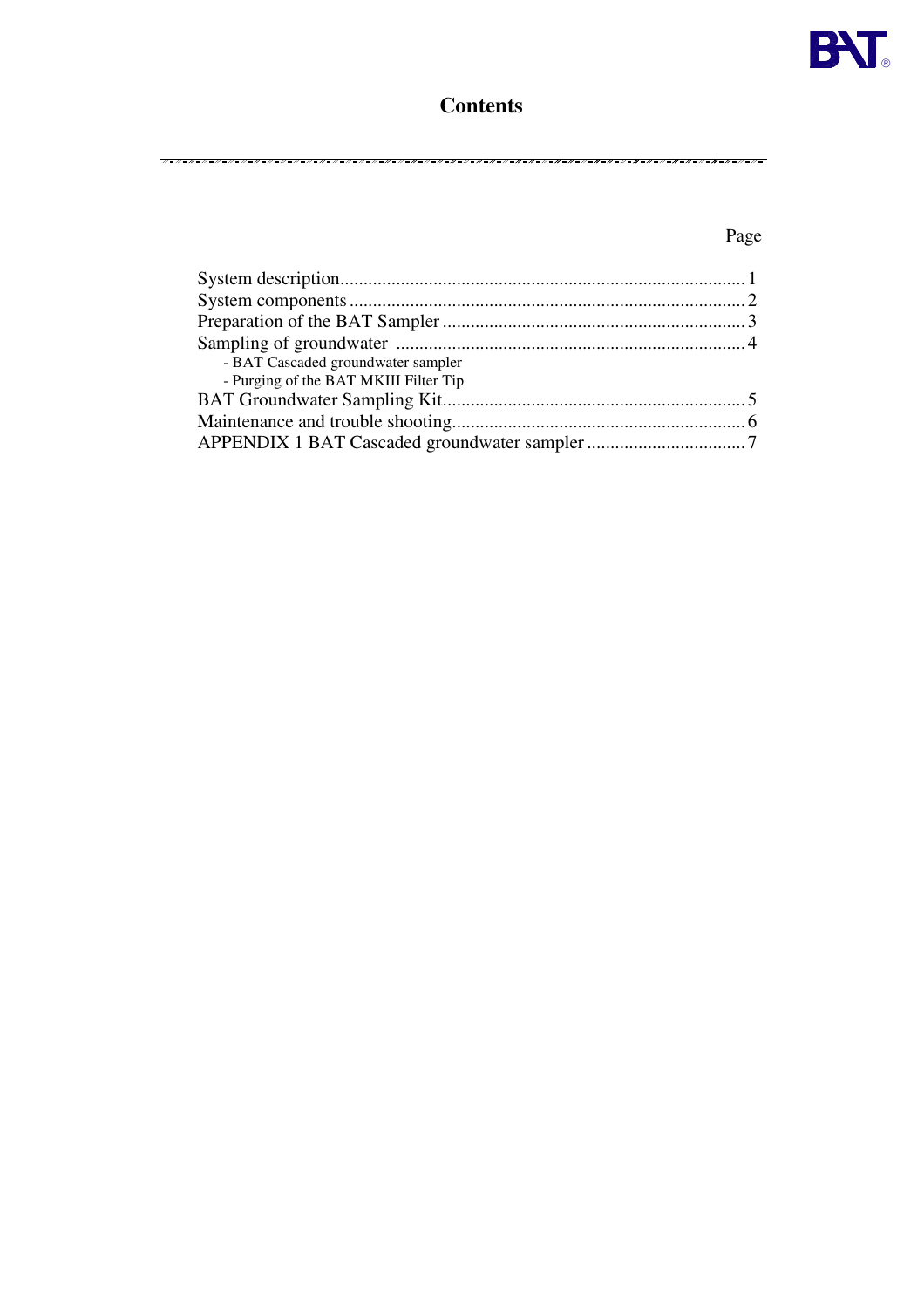# Contents

| | Page |
|---|---|
| System description | 1 |
| System components | 2 |
| Preparation of the BAT Sampler | 3 |
| Sampling of groundwater | 4 |
| - BAT Cascaded groundwater sampler | |
| - Purging of the BAT MKIII Filter Tip | |
| BAT Groundwater Sampling Kit | 5 |
| Maintenance and trouble shooting | 6 |
| APPENDIX 1 BAT Cascaded groundwater sampler | 7 |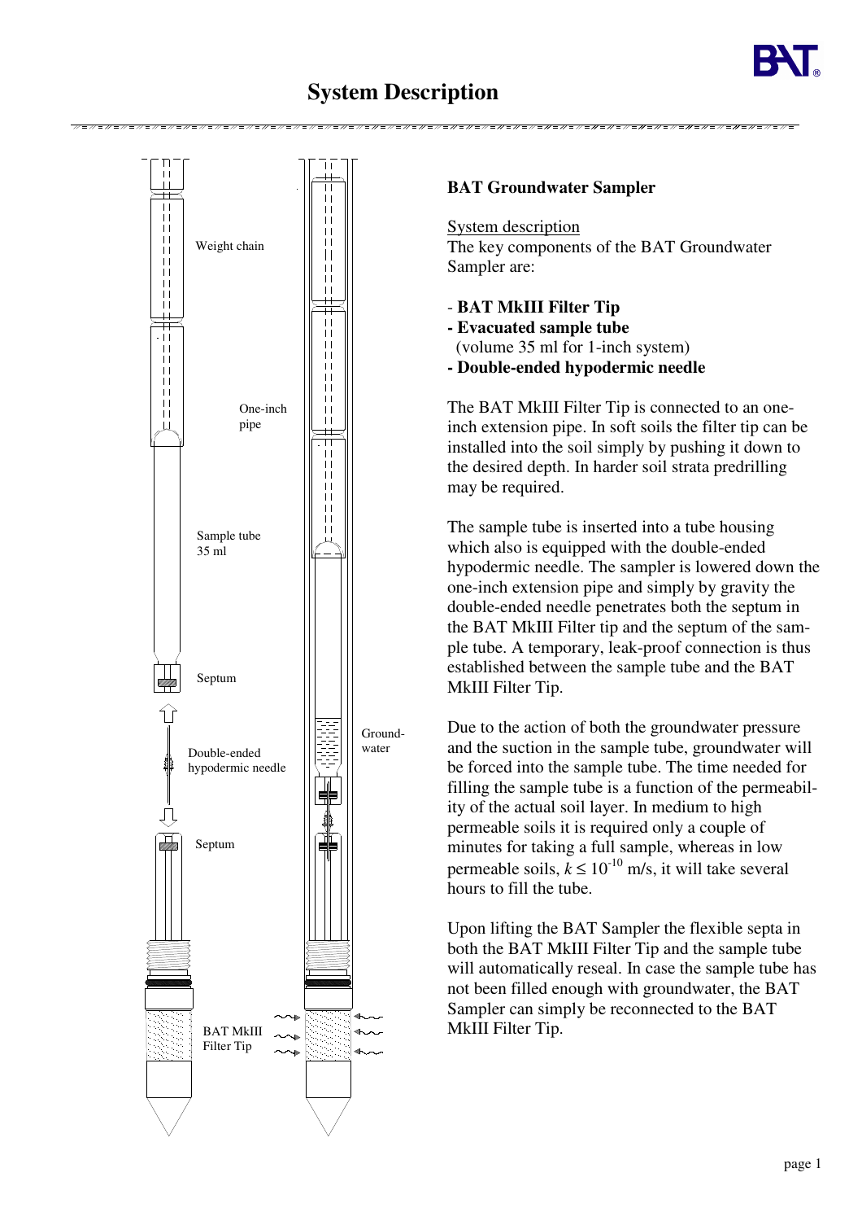# System Description

## BAT Groundwater Sampler

System description
The key components of the BAT Groundwater Sampler are:

- **BAT MkIII Filter Tip**
- **Evacuated sample tube** (volume 35 ml for 1-inch system)
- **Double-ended hypodermic needle**

The BAT MkIII Filter Tip is connected to an one-inch extension pipe. In soft soils the filter tip can be installed into the soil simply by pushing it down to the desired depth. In harder soil strata predrilling may be required.

The sample tube is inserted into a tube housing which also is equipped with the double-ended hypodermic needle. The sampler is lowered down the one-inch extension pipe and simply by gravity the double-ended needle penetrates both the septum in the BAT MkIII Filter tip and the septum of the sample tube. A temporary, leak-proof connection is thus established between the sample tube and the BAT MkIII Filter Tip.

Due to the action of both the groundwater pressure and the suction in the sample tube, groundwater will be forced into the sample tube. The time needed for filling the sample tube is a function of the permeability of the actual soil layer. In medium to high permeable soils it is required only a couple of minutes for taking a full sample, whereas in low permeable soils, $k \leq 10^{-10}$ m/s, it will take several hours to fill the tube.

Upon lifting the BAT Sampler the flexible septa in both the BAT MkIII Filter Tip and the sample tube will automatically reseal. In case the sample tube has not been filled enough with groundwater, the BAT Sampler can simply be reconnected to the BAT MkIII Filter Tip.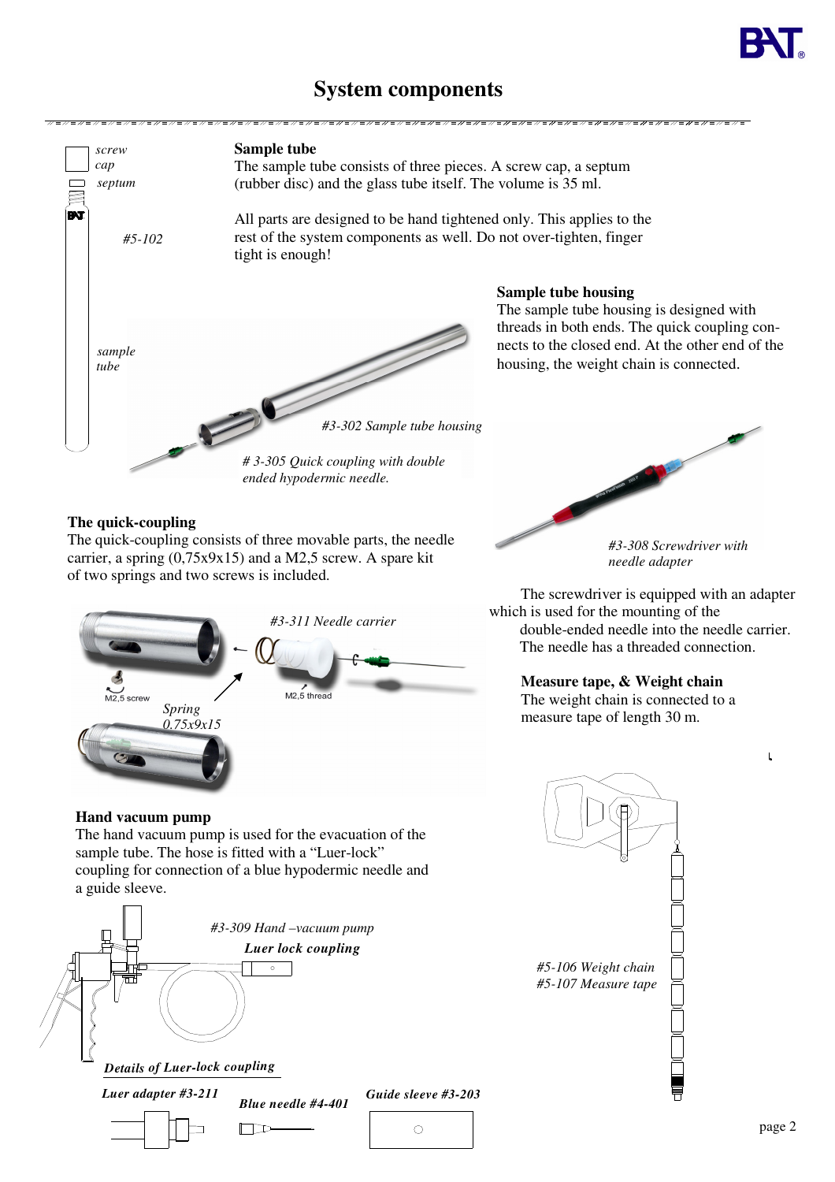# System components

### Sample tube

The sample tube consists of three pieces. A screw cap, a septum (rubber disc) and the glass tube itself. The volume is 35 ml.

All parts are designed to be hand tightened only. This applies to the rest of the system components as well. Do not over-tighten, finger tight is enough!

screw cap

septum

*#5-102*

sample tube

### Sample tube housing

The sample tube housing is designed with threads in both ends. The quick coupling connects to the closed end. At the other end of the housing, the weight chain is connected.

*#3-302 Sample tube housing*

*# 3-305 Quick coupling with double ended hypodermic needle.*

*#3-308 Screwdriver with needle adapter*

### The quick-coupling

The quick-coupling consists of three movable parts, the needle carrier, a spring (0,75x9x15) and a M2,5 screw. A spare kit of two springs and two screws is included.

*#3-311 Needle carrier*

M2,5 screw

M2,5 thread

*Spring 0.75x9x15*

The screwdriver is equipped with an adapter which is used for the mounting of the double-ended needle into the needle carrier. The needle has a threaded connection.

### Measure tape, & Weight chain

The weight chain is connected to a measure tape of length 30 m.

### Hand vacuum pump

The hand vacuum pump is used for the evacuation of the sample tube. The hose is fitted with a "Luer-lock" coupling for connection of a blue hypodermic needle and a guide sleeve.

*#3-309 Hand –vacuum pump*

***Luer lock coupling***

*#5-106 Weight chain*
*#5-107 Measure tape*

***Details of Luer-lock coupling***

***Luer adapter #3-211***

***Blue needle #4-401***

***Guide sleeve #3-203***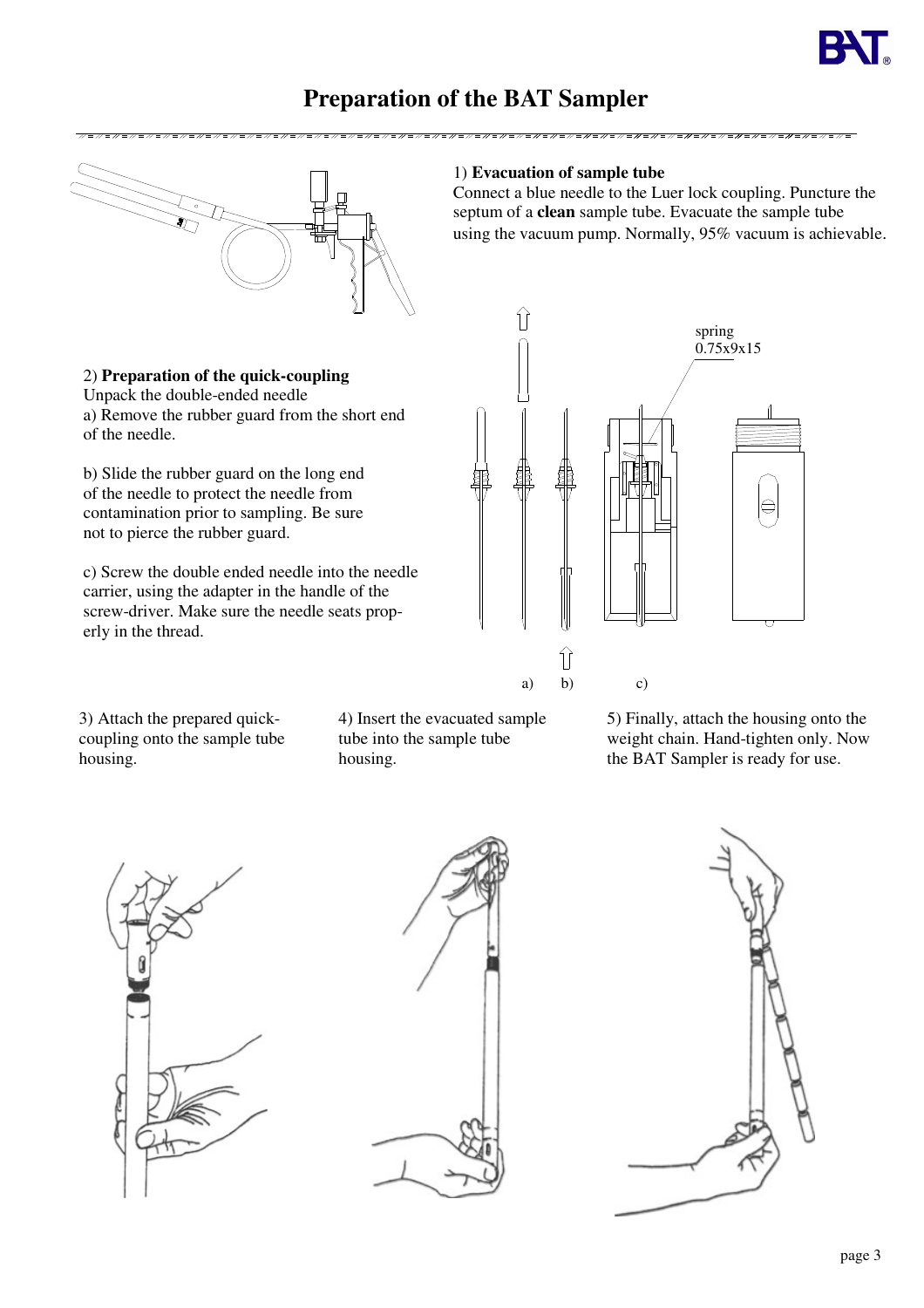# Preparation of the BAT Sampler

1) **Evacuation of sample tube**
Connect a blue needle to the Luer lock coupling. Puncture the septum of a **clean** sample tube. Evacuate the sample tube using the vacuum pump. Normally, 95% vacuum is achievable.

2) **Preparation of the quick-coupling**
Unpack the double-ended needle

a) Remove the rubber guard from the short end of the needle.

b) Slide the rubber guard on the long end of the needle to protect the needle from contamination prior to sampling. Be sure not to pierce the rubber guard.

c) Screw the double ended needle into the needle carrier, using the adapter in the handle of the screw-driver. Make sure the needle seats properly in the thread.

spring 0.75x9x15

a) b) c)

3) Attach the prepared quick-coupling onto the sample tube housing.

4) Insert the evacuated sample tube into the sample tube housing.

5) Finally, attach the housing onto the weight chain. Hand-tighten only. Now the BAT Sampler is ready for use.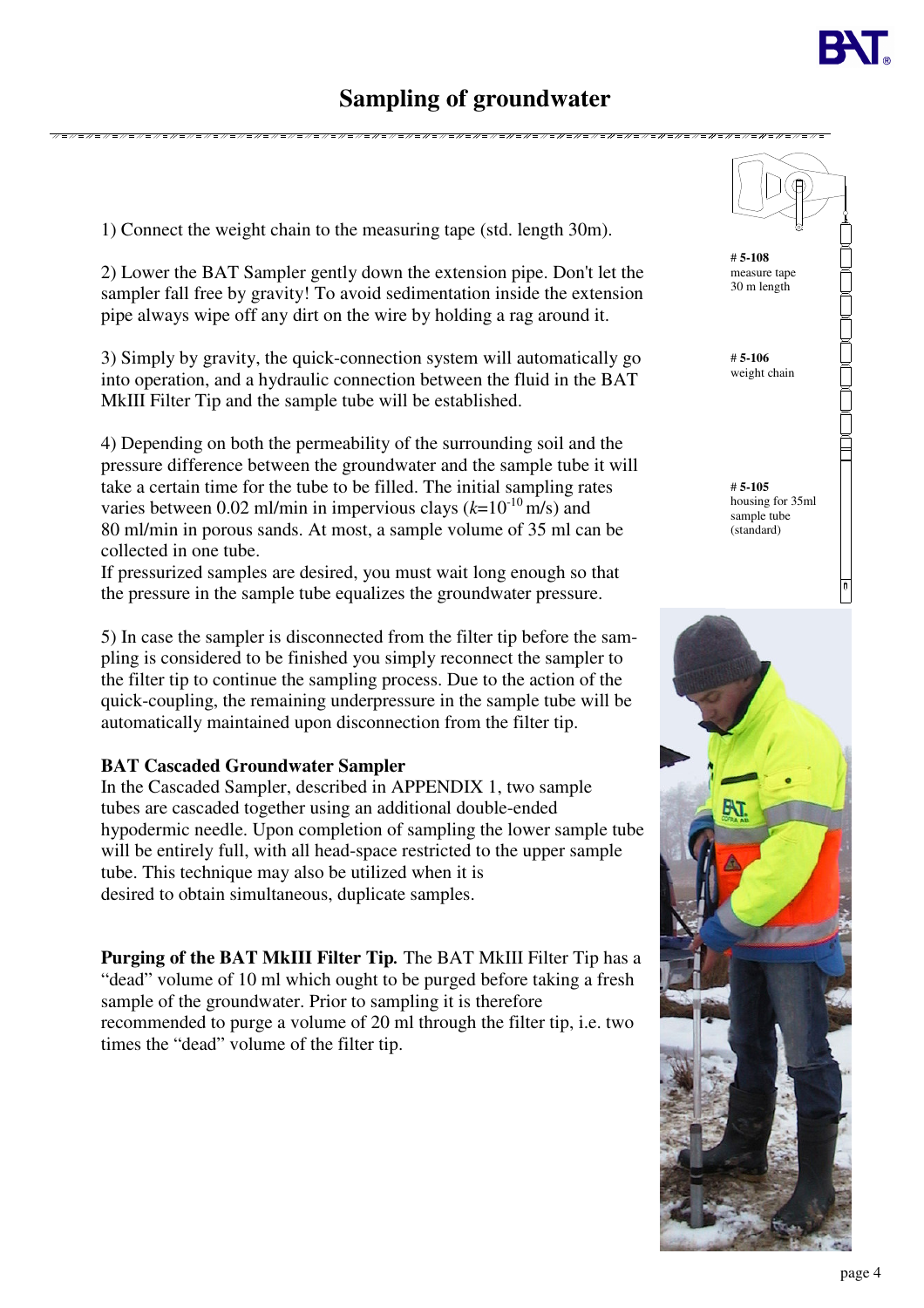# Sampling of groundwater

1) Connect the weight chain to the measuring tape (std. length 30m).

2) Lower the BAT Sampler gently down the extension pipe. Don't let the sampler fall free by gravity! To avoid sedimentation inside the extension pipe always wipe off any dirt on the wire by holding a rag around it.

3) Simply by gravity, the quick-connection system will automatically go into operation, and a hydraulic connection between the fluid in the BAT MkIII Filter Tip and the sample tube will be established.

4) Depending on both the permeability of the surrounding soil and the pressure difference between the groundwater and the sample tube it will take a certain time for the tube to be filled. The initial sampling rates varies between 0.02 ml/min in impervious clays ($k=10^{-10}$ m/s) and 80 ml/min in porous sands. At most, a sample volume of 35 ml can be collected in one tube.
If pressurized samples are desired, you must wait long enough so that the pressure in the sample tube equalizes the groundwater pressure.

5) In case the sampler is disconnected from the filter tip before the sampling is considered to be finished you simply reconnect the sampler to the filter tip to continue the sampling process. Due to the action of the quick-coupling, the remaining underpressure in the sample tube will be automatically maintained upon disconnection from the filter tip.

**BAT Cascaded Groundwater Sampler**
In the Cascaded Sampler, described in APPENDIX 1, two sample tubes are cascaded together using an additional double-ended hypodermic needle. Upon completion of sampling the lower sample tube will be entirely full, with all head-space restricted to the upper sample tube. This technique may also be utilized when it is desired to obtain simultaneous, duplicate samples.

**Purging of the BAT MkIII Filter Tip.** The BAT MkIII Filter Tip has a "dead" volume of 10 ml which ought to be purged before taking a fresh sample of the groundwater. Prior to sampling it is therefore recommended to purge a volume of 20 ml through the filter tip, i.e. two times the "dead" volume of the filter tip.

**# 5-108**
measure tape
30 m length

**# 5-106**
weight chain

**# 5-105**
housing for 35ml
sample tube
(standard)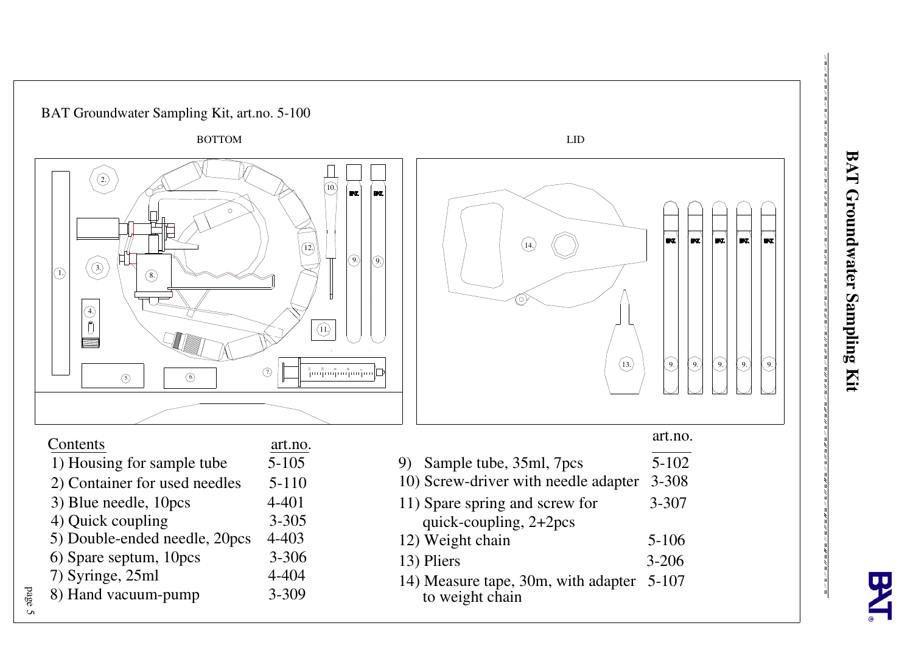BAT Groundwater Sampling Kit, art.no. 5-100

BOTTOM

LID

| Contents | art.no. |
|---|---|
| 1) Housing for sample tube | 5-105 |
| 2) Container for used needles | 5-110 |
| 3) Blue needle, 10pcs | 4-401 |
| 4) Quick coupling | 3-305 |
| 5) Double-ended needle, 20pcs | 4-403 |
| 6) Spare septum, 10pcs | 3-306 |
| 7) Syringe, 25ml | 4-404 |
| 8) Hand vacuum-pump | 3-309 |

| | art.no. |
|---|---|
| 9) Sample tube, 35ml, 7pcs | 5-102 |
| 10) Screw-driver with needle adapter | 3-308 |
| 11) Spare spring and screw for quick-coupling, 2+2pcs | 3-307 |
| 12) Weight chain | 5-106 |
| 13) Pliers | 3-206 |
| 14) Measure tape, 30m, with adapter to weight chain | 5-107 |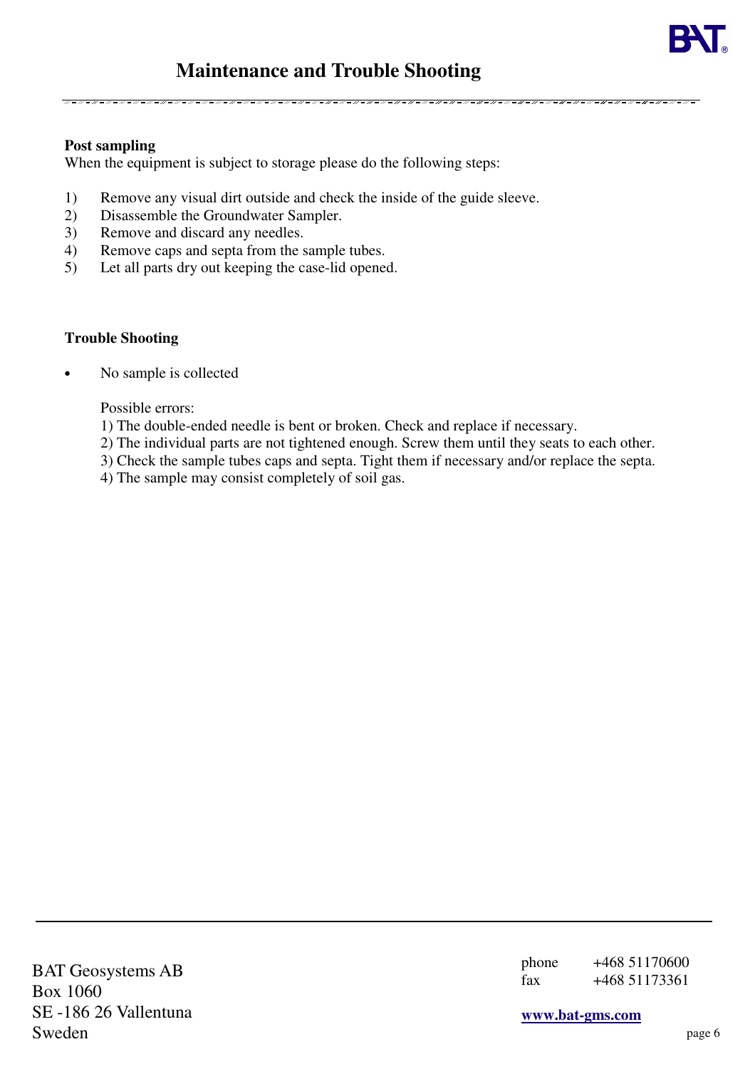# Maintenance and Trouble Shooting

**Post sampling**
When the equipment is subject to storage please do the following steps:

1) Remove any visual dirt outside and check the inside of the guide sleeve.
2) Disassemble the Groundwater Sampler.
3) Remove and discard any needles.
4) Remove caps and septa from the sample tubes.
5) Let all parts dry out keeping the case-lid opened.

**Trouble Shooting**

- No sample is collected

  Possible errors:
  1) The double-ended needle is bent or broken. Check and replace if necessary.
  2) The individual parts are not tightened enough. Screw them until they seats to each other.
  3) Check the sample tubes caps and septa. Tight them if necessary and/or replace the septa.
  4) The sample may consist completely of soil gas.

BAT Geosystems AB
Box 1060
SE -186 26 Vallentuna
Sweden

phone +468 51170600
fax +468 51173361

www.bat-gms.com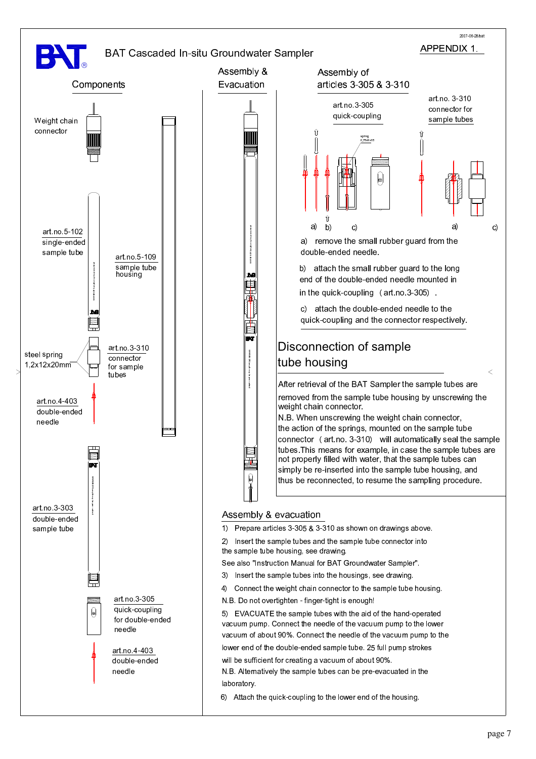2007-06-28/bat

APPENDIX 1.

# BAT Cascaded In-situ Groundwater Sampler

## Components

Weight chain connector

art.no.5-102 single-ended sample tube

art.no.5-109 sample tube housing

steel spring 1,2x12x20mm

art.no.3-310 connector for sample tubes

art.no.4-403 double-ended needle

art.no.3-303 double-ended sample tube

art.no.3-305 quick-coupling for double-ended needle

art.no.4-403 double-ended needle

## Assembly & Evacuation

## Assembly of articles 3-305 & 3-310

art.no.3-305 quick-coupling

art.no. 3-310 connector for sample tubes

spring 0,75x5x15

a) b) c)

a) c)

a) remove the small rubber guard from the double-ended needle.

b) attach the small rubber guard to the long end of the double-ended needle mounted in in the quick-coupling (art.no.3-305) .

c) attach the double-ended needle to the quick-coupling and the connector respectively.

## Disconnection of sample tube housing

After retrieval of the BAT Sampler the sample tubes are removed from the sample tube housing by unscrewing the weight chain connector.
N.B. When unscrewing the weight chain connector, the action of the springs, mounted on the sample tube connector (art.no. 3-310) will automatically seal the sample tubes.This means for example, in case the sample tubes are not properly filled with water, that the sample tubes can simply be re-inserted into the sample tube housing, and thus be reconnected, to resume the sampling procedure.

## Assembly & evacuation

1) Prepare articles 3-305 & 3-310 as shown on drawings above.

2) Insert the sample tubes and the sample tube connector into the sample tube housing, see drawing.

See also "Instruction Manual for BAT Groundwater Sampler".

3) Insert the sample tubes into the housings, see drawing.

4) Connect the weight chain connector to the sample tube housing.

N.B. Do not overtighten - finger-tight is enough!

5) EVACUATE the sample tubes with the aid of the hand-operated vacuum pump. Connect the needle of the vacuum pump to the lower vacuum of about 90%. Connect the needle of the vacuum pump to the lower end of the double-ended sample tube. 25 full pump strokes will be sufficient for creating a vacuum of about 90%.

N.B. Alternatively the sample tubes can be pre-evacuated in the laboratory.

6) Attach the quick-coupling to the lower end of the housing.